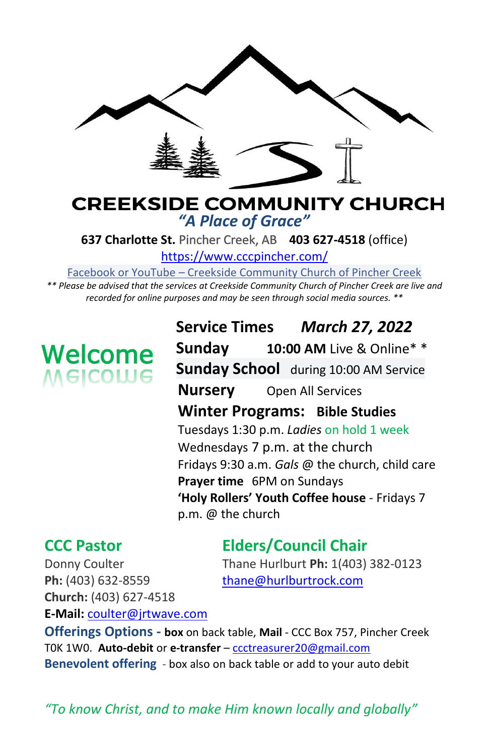# CREEKSIDE COMMUNITY CHURCH

*"A Place of Grace"*

**637 Charlotte St.** Pincher Creek, AB **403 627-4518** (office)

https://www.cccpincher.com/

Facebook or YouTube – Creekside Community Church of Pincher Creek

*** Please be advised that the services at Creekside Community Church of Pincher Creek are live and recorded for online purposes and may be seen through social media sources. ***

## Welcome

**Service Times** ***March 27, 2022***

**Sunday** **10:00 AM** Live & Online* *

**Sunday School** during 10:00 AM Service

**Nursery** Open All Services

**Winter Programs: Bible Studies**

Tuesdays 1:30 p.m. *Ladies* on hold 1 week

Wednesdays 7 p.m. at the church

Fridays 9:30 a.m. *Gals* @ the church, child care

**Prayer time** 6PM on Sundays

**'Holy Rollers' Youth Coffee house** - Fridays 7 p.m. @ the church

### CCC Pastor

Donny Coulter

**Ph:** (403) 632-8559

**Church:** (403) 627-4518

**E-Mail:** coulter@jrtwave.com

### Elders/Council Chair

Thane Hurlburt **Ph:** 1(403) 382-0123

thane@hurlburtrock.com

**Offerings Options - box** on back table, **Mail** - CCC Box 757, Pincher Creek T0K 1W0. **Auto-debit** or **e-transfer** – ccctreasurer20@gmail.com

**Benevolent offering** - box also on back table or add to your auto debit

*"To know Christ, and to make Him known locally and globally"*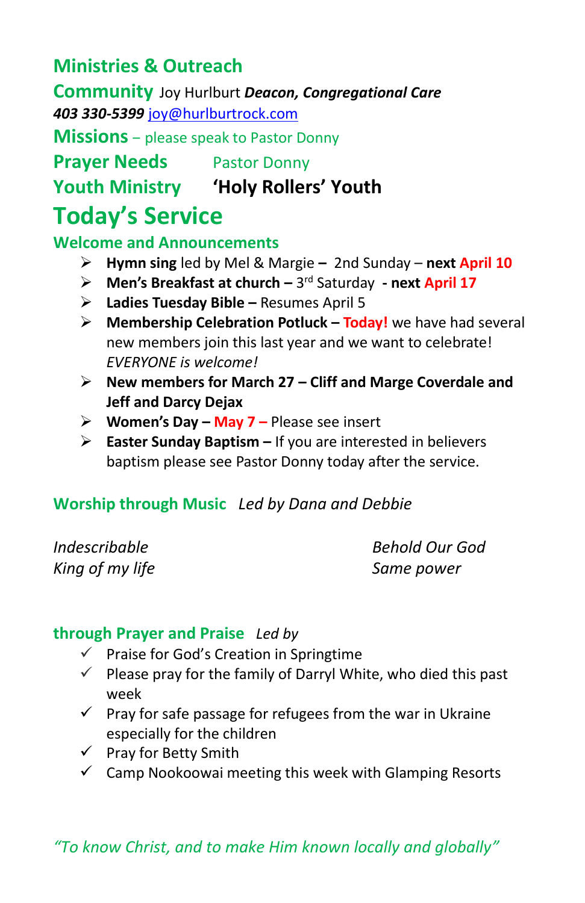## Ministries & Outreach

**Community** Joy Hurlburt ***Deacon, Congregational Care***
***403 330-5399*** joy@hurlburtrock.com

**Missions** – please speak to Pastor Donny

**Prayer Needs** Pastor Donny

**Youth Ministry** **'Holy Rollers' Youth**

# Today's Service

### Welcome and Announcements

- **Hymn sing** led by Mel & Margie **–** 2nd Sunday – **next April 10**
- **Men's Breakfast at church –** 3rd Saturday **- next April 17**
- **Ladies Tuesday Bible –** Resumes April 5
- **Membership Celebration Potluck – Today!** we have had several new members join this last year and we want to celebrate! *EVERYONE is welcome!*
- **New members for March 27 – Cliff and Marge Coverdale and Jeff and Darcy Dejax**
- **Women's Day – May 7 –** Please see insert
- **Easter Sunday Baptism –** If you are interested in believers baptism please see Pastor Donny today after the service.

### Worship through Music *Led by Dana and Debbie*

*Indescribable*
*King of my life*
*Behold Our God*
*Same power*

### through Prayer and Praise *Led by*

- ✓ Praise for God's Creation in Springtime
- ✓ Please pray for the family of Darryl White, who died this past week
- ✓ Pray for safe passage for refugees from the war in Ukraine especially for the children
- ✓ Pray for Betty Smith
- ✓ Camp Nookoowai meeting this week with Glamping Resorts

*"To know Christ, and to make Him known locally and globally"*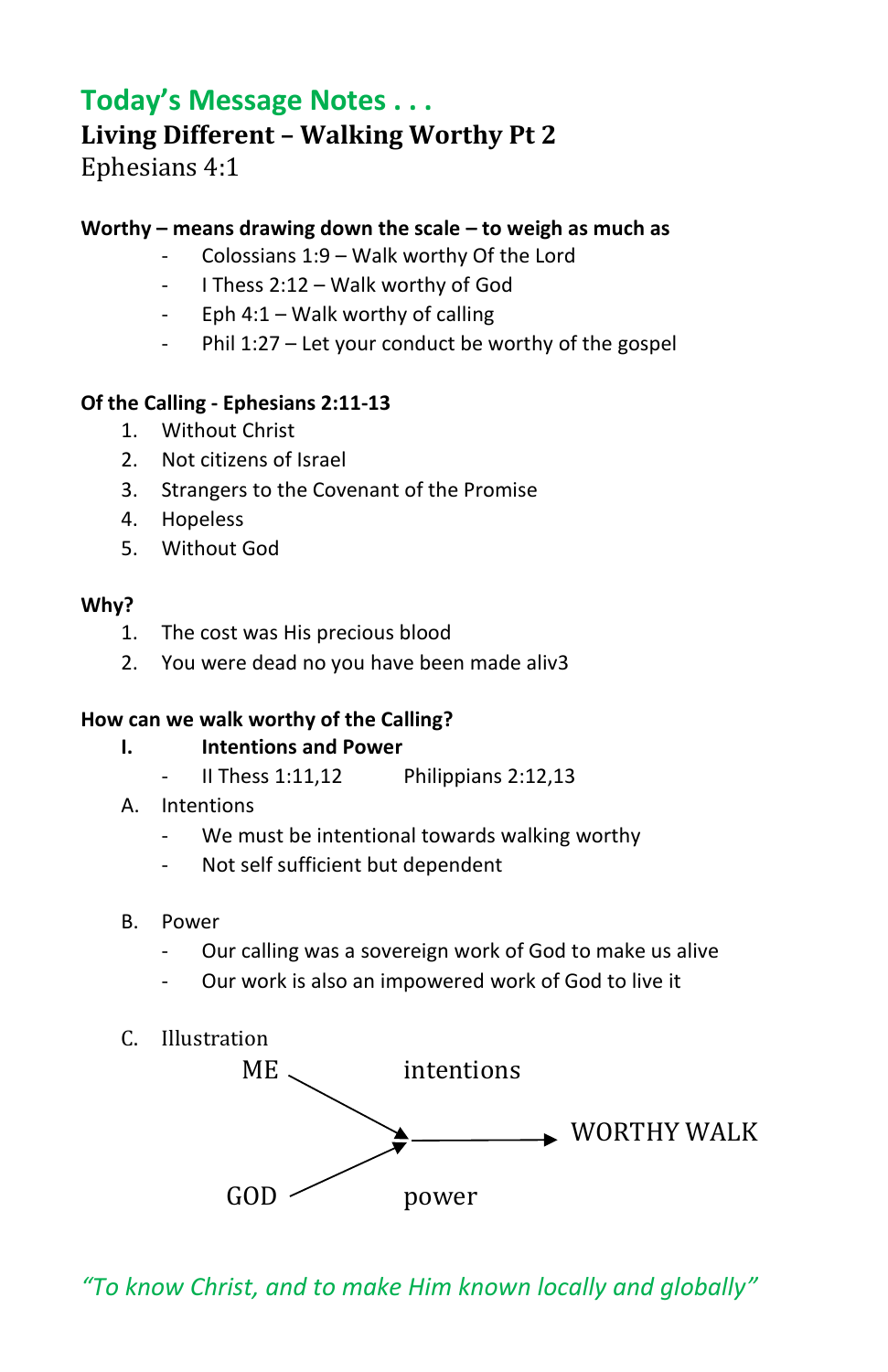## Today's Message Notes . . .

### Living Different – Walking Worthy Pt 2

Ephesians 4:1

**Worthy – means drawing down the scale – to weigh as much as**

- Colossians 1:9 – Walk worthy Of the Lord
- I Thess 2:12 – Walk worthy of God
- Eph 4:1 – Walk worthy of calling
- Phil 1:27 – Let your conduct be worthy of the gospel

**Of the Calling - Ephesians 2:11-13**

1. Without Christ
2. Not citizens of Israel
3. Strangers to the Covenant of the Promise
4. Hopeless
5. Without God

**Why?**

1. The cost was His precious blood
2. You were dead no you have been made aliv3

**How can we walk worthy of the Calling?**

**I. Intentions and Power**

- II Thess 1:11,12 Philippians 2:12,13

A. Intentions

- We must be intentional towards walking worthy
- Not self sufficient but dependent

B. Power

- Our calling was a sovereign work of God to make us alive
- Our work is also an impowered work of God to live it

C. Illustration

ME → intentions

GOD → power

→ WORTHY WALK

*"To know Christ, and to make Him known locally and globally"*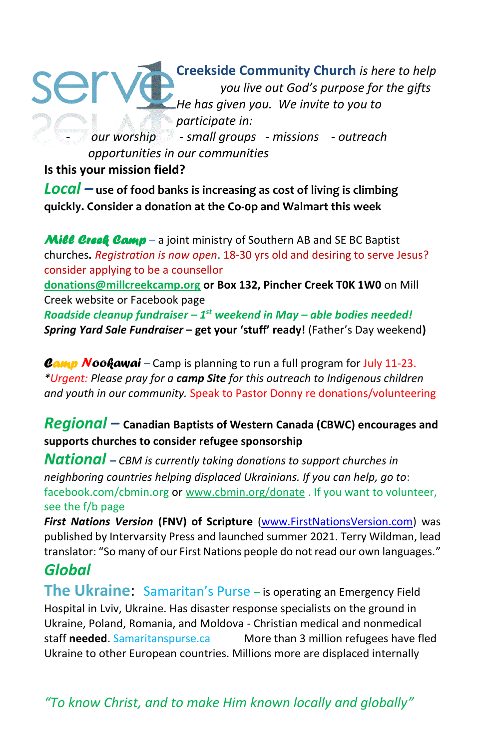serve

**Creekside Community Church** *is here to help you live out God's purpose for the gifts He has given you. We invite to you to participate in:*

- *our worship* - *small groups* - *missions* - *outreach opportunities in our communities*

**Is this your mission field?**

***Local*** **– use of food banks is increasing as cost of living is climbing quickly. Consider a donation at the Co-op and Walmart this week**

***Mill Creek Camp*** – a joint ministry of Southern AB and SE BC Baptist churches*.* *Registration is now open*. 18-30 yrs old and desiring to serve Jesus? consider applying to be a counsellor

donations@millcreekcamp.org **or Box 132, Pincher Creek T0K 1W0** on Mill Creek website or Facebook page

***Roadside cleanup fundraiser – 1st weekend in May – able bodies needed!***

***Spring Yard Sale Fundraiser*** **– get your 'stuff' ready!** (Father's Day weekend**)**

***Camp Nookawai*** – Camp is planning to run a full program for July 11-23. **Urgent: Please pray for a* ***camp Site*** *for this outreach to Indigenous children and youth in our community.* Speak to Pastor Donny re donations/volunteering

***Regional*** **– Canadian Baptists of Western Canada (CBWC) encourages and supports churches to consider refugee sponsorship**

***National*** *– CBM is currently taking donations to support churches in neighboring countries helping displaced Ukrainians. If you can help, go to*: facebook.com/cbmin.org or www.cbmin.org/donate . If you want to volunteer, see the f/b page

***First Nations Version*** **(FNV) of Scripture** (www.FirstNationsVersion.com) was published by Intervarsity Press and launched summer 2021. Terry Wildman, lead translator: "So many of our First Nations people do not read our own languages."

***Global***

**The Ukraine**: Samaritan's Purse – is operating an Emergency Field Hospital in Lviv, Ukraine. Has disaster response specialists on the ground in Ukraine, Poland, Romania, and Moldova - Christian medical and nonmedical staff **needed**. Samaritanspurse.ca More than 3 million refugees have fled Ukraine to other European countries. Millions more are displaced internally

*"To know Christ, and to make Him known locally and globally"*